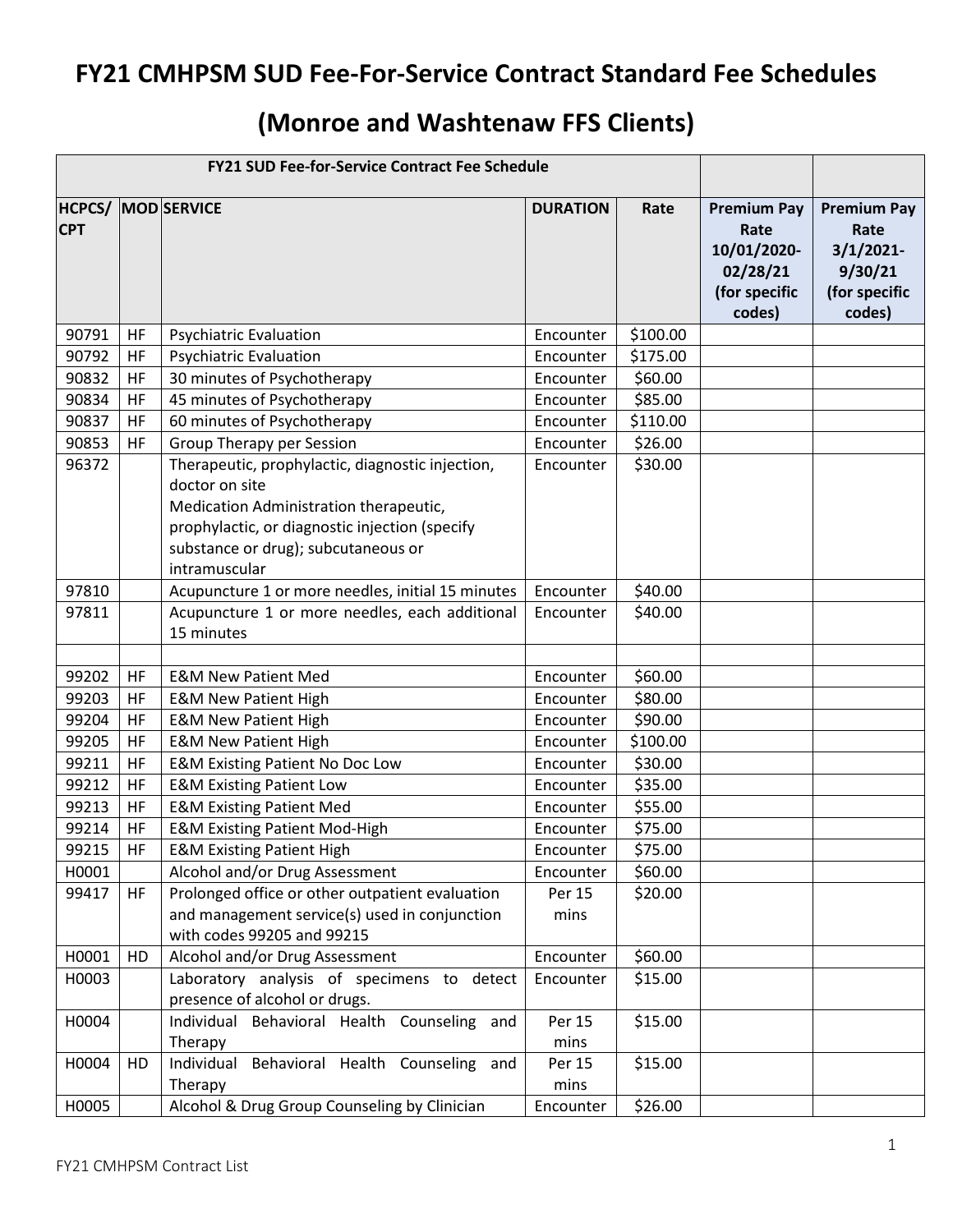# FY21 CMHPSM SUD Fee-For-Service Contract Standard Fee Schedules

## (Monroe and Washtenaw FFS Clients)

| FY21 SUD Fee-for-Service Contract Fee Schedule | | | | | | |
|---|---|---|---|---|---|---|
| **HCPCS/ CPT** | **MOD** | **SERVICE** | **DURATION** | **Rate** | **Premium Pay Rate 10/01/2020-02/28/21 (for specific codes)** | **Premium Pay Rate 3/1/2021-9/30/21 (for specific codes)** |
| 90791 | HF | Psychiatric Evaluation | Encounter | $100.00 | | |
| 90792 | HF | Psychiatric Evaluation | Encounter | $175.00 | | |
| 90832 | HF | 30 minutes of Psychotherapy | Encounter | $60.00 | | |
| 90834 | HF | 45 minutes of Psychotherapy | Encounter | $85.00 | | |
| 90837 | HF | 60 minutes of Psychotherapy | Encounter | $110.00 | | |
| 90853 | HF | Group Therapy per Session | Encounter | $26.00 | | |
| 96372 | | Therapeutic, prophylactic, diagnostic injection, doctor on site Medication Administration therapeutic, prophylactic, or diagnostic injection (specify substance or drug); subcutaneous or intramuscular | Encounter | $30.00 | | |
| 97810 | | Acupuncture 1 or more needles, initial 15 minutes | Encounter | $40.00 | | |
| 97811 | | Acupuncture 1 or more needles, each additional 15 minutes | Encounter | $40.00 | | |
| | | | | | | |
| 99202 | HF | E&M New Patient Med | Encounter | $60.00 | | |
| 99203 | HF | E&M New Patient High | Encounter | $80.00 | | |
| 99204 | HF | E&M New Patient High | Encounter | $90.00 | | |
| 99205 | HF | E&M New Patient High | Encounter | $100.00 | | |
| 99211 | HF | E&M Existing Patient No Doc Low | Encounter | $30.00 | | |
| 99212 | HF | E&M Existing Patient Low | Encounter | $35.00 | | |
| 99213 | HF | E&M Existing Patient Med | Encounter | $55.00 | | |
| 99214 | HF | E&M Existing Patient Mod-High | Encounter | $75.00 | | |
| 99215 | HF | E&M Existing Patient High | Encounter | $75.00 | | |
| H0001 | | Alcohol and/or Drug Assessment | Encounter | $60.00 | | |
| 99417 | HF | Prolonged office or other outpatient evaluation and management service(s) used in conjunction with codes 99205 and 99215 | Per 15 mins | $20.00 | | |
| H0001 | HD | Alcohol and/or Drug Assessment | Encounter | $60.00 | | |
| H0003 | | Laboratory analysis of specimens to detect presence of alcohol or drugs. | Encounter | $15.00 | | |
| H0004 | | Individual Behavioral Health Counseling and Therapy | Per 15 mins | $15.00 | | |
| H0004 | HD | Individual Behavioral Health Counseling and Therapy | Per 15 mins | $15.00 | | |
| H0005 | | Alcohol & Drug Group Counseling by Clinician | Encounter | $26.00 | | |

FY21 CMHPSM Contract List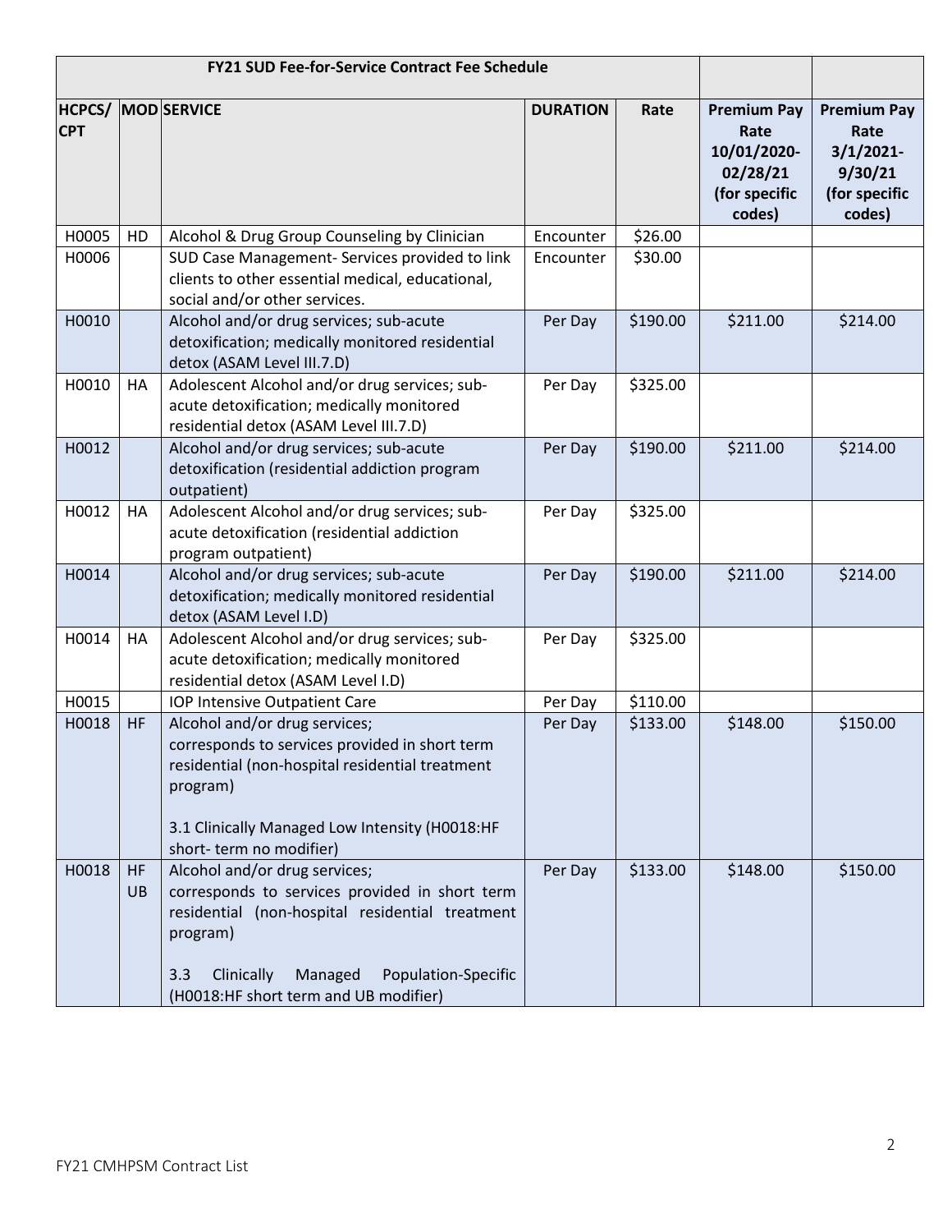| FY21 SUD Fee-for-Service Contract Fee Schedule | | | | | | |
|---|---|---|---|---|---|---|
| **HCPCS/ CPT** | **MOD** | **SERVICE** | **DURATION** | **Rate** | **Premium Pay Rate 10/01/2020-02/28/21 (for specific codes)** | **Premium Pay Rate 3/1/2021-9/30/21 (for specific codes)** |
| H0005 | HD | Alcohol & Drug Group Counseling by Clinician | Encounter | $26.00 | | |
| H0006 | | SUD Case Management- Services provided to link clients to other essential medical, educational, social and/or other services. | Encounter | $30.00 | | |
| H0010 | | Alcohol and/or drug services; sub-acute detoxification; medically monitored residential detox (ASAM Level III.7.D) | Per Day | $190.00 | $211.00 | $214.00 |
| H0010 | HA | Adolescent Alcohol and/or drug services; sub-acute detoxification; medically monitored residential detox (ASAM Level III.7.D) | Per Day | $325.00 | | |
| H0012 | | Alcohol and/or drug services; sub-acute detoxification (residential addiction program outpatient) | Per Day | $190.00 | $211.00 | $214.00 |
| H0012 | HA | Adolescent Alcohol and/or drug services; sub-acute detoxification (residential addiction program outpatient) | Per Day | $325.00 | | |
| H0014 | | Alcohol and/or drug services; sub-acute detoxification; medically monitored residential detox (ASAM Level I.D) | Per Day | $190.00 | $211.00 | $214.00 |
| H0014 | HA | Adolescent Alcohol and/or drug services; sub-acute detoxification; medically monitored residential detox (ASAM Level I.D) | Per Day | $325.00 | | |
| H0015 | | IOP Intensive Outpatient Care | Per Day | $110.00 | | |
| H0018 | HF | Alcohol and/or drug services; corresponds to services provided in short term residential (non-hospital residential treatment program)<br><br>3.1 Clinically Managed Low Intensity (H0018:HF short- term no modifier) | Per Day | $133.00 | $148.00 | $150.00 |
| H0018 | HF UB | Alcohol and/or drug services; corresponds to services provided in short term residential (non-hospital residential treatment program)<br><br>3.3 Clinically Managed Population-Specific (H0018:HF short term and UB modifier) | Per Day | $133.00 | $148.00 | $150.00 |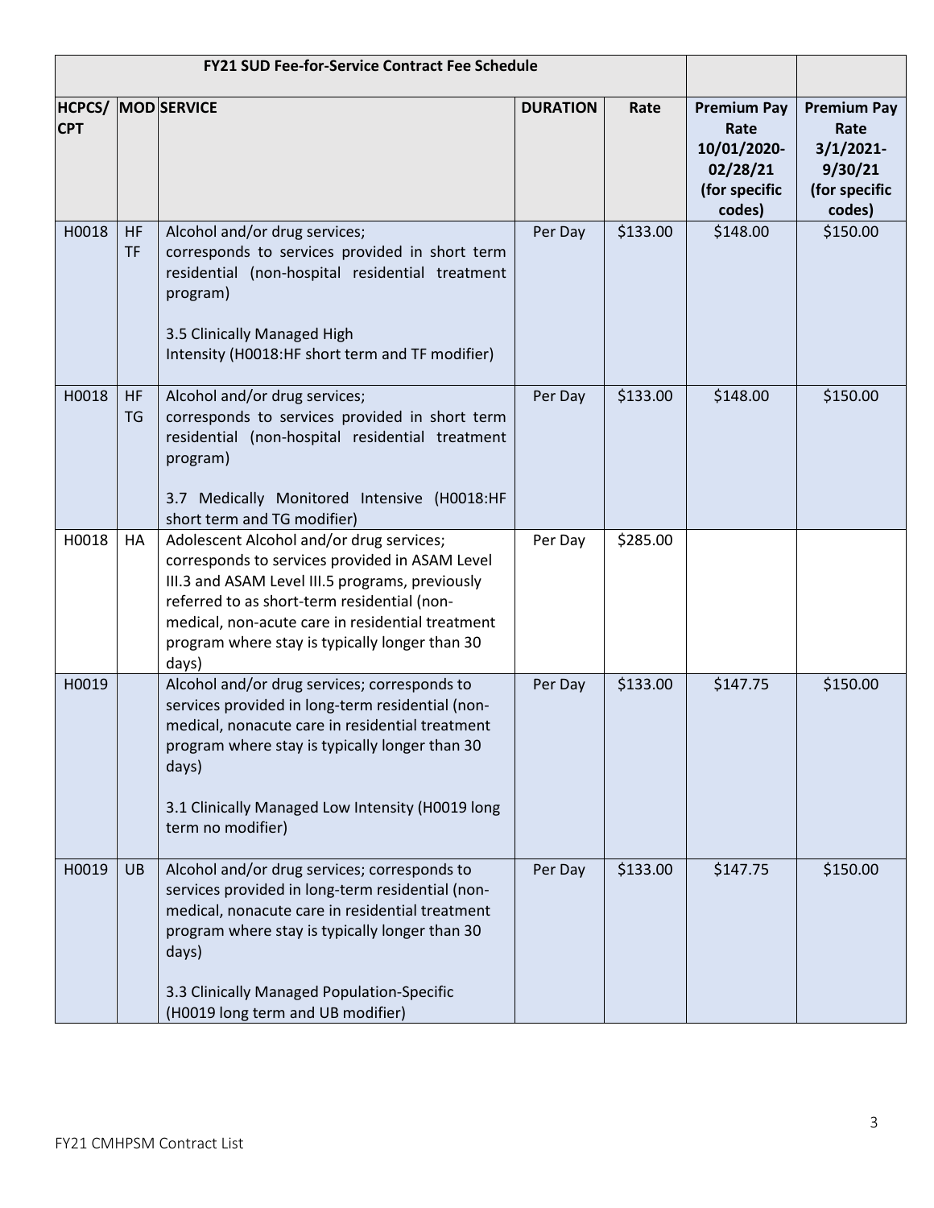| FY21 SUD Fee-for-Service Contract Fee Schedule | | | | | | |
|---|---|---|---|---|---|---|
| **HCPCS/ CPT** | **MOD** | **SERVICE** | **DURATION** | **Rate** | **Premium Pay Rate 10/01/2020-02/28/21 (for specific codes)** | **Premium Pay Rate 3/1/2021-9/30/21 (for specific codes)** |
| H0018 | HF TF | Alcohol and/or drug services; corresponds to services provided in short term residential (non-hospital residential treatment program)<br><br>3.5 Clinically Managed High Intensity (H0018:HF short term and TF modifier) | Per Day | $133.00 | $148.00 | $150.00 |
| H0018 | HF TG | Alcohol and/or drug services; corresponds to services provided in short term residential (non-hospital residential treatment program)<br><br>3.7 Medically Monitored Intensive (H0018:HF short term and TG modifier) | Per Day | $133.00 | $148.00 | $150.00 |
| H0018 | HA | Adolescent Alcohol and/or drug services; corresponds to services provided in ASAM Level III.3 and ASAM Level III.5 programs, previously referred to as short-term residential (non-medical, non-acute care in residential treatment program where stay is typically longer than 30 days) | Per Day | $285.00 | | |
| H0019 | | Alcohol and/or drug services; corresponds to services provided in long-term residential (non-medical, nonacute care in residential treatment program where stay is typically longer than 30 days)<br><br>3.1 Clinically Managed Low Intensity (H0019 long term no modifier) | Per Day | $133.00 | $147.75 | $150.00 |
| H0019 | UB | Alcohol and/or drug services; corresponds to services provided in long-term residential (non-medical, nonacute care in residential treatment program where stay is typically longer than 30 days)<br><br>3.3 Clinically Managed Population-Specific (H0019 long term and UB modifier) | Per Day | $133.00 | $147.75 | $150.00 |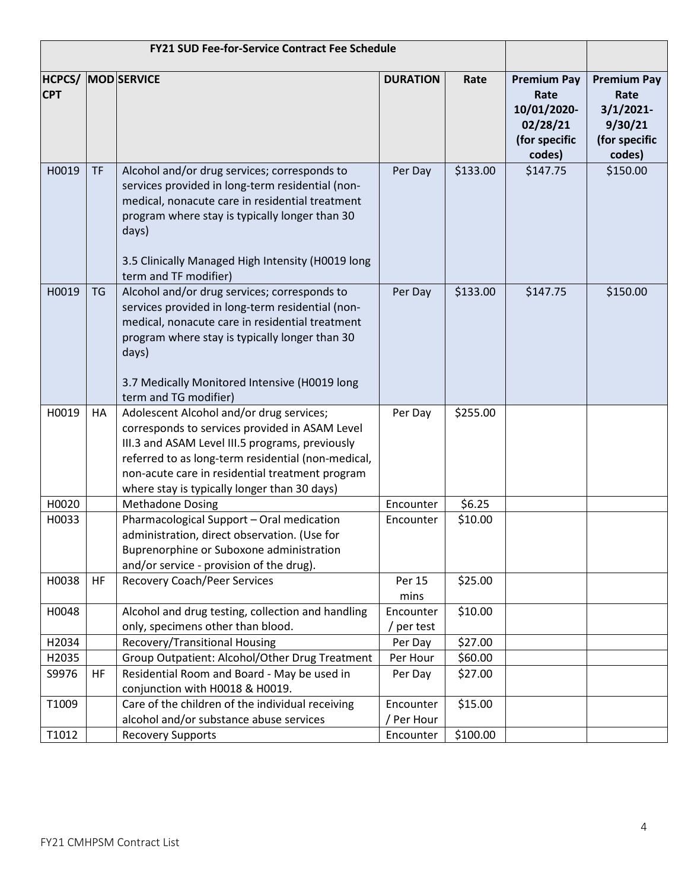| FY21 SUD Fee-for-Service Contract Fee Schedule | | | | | | |
|---|---|---|---|---|---|---|
| HCPCS/ CPT | MOD | SERVICE | DURATION | Rate | Premium Pay Rate 10/01/2020-02/28/21 (for specific codes) | Premium Pay Rate 3/1/2021-9/30/21 (for specific codes) |
| H0019 | TF | Alcohol and/or drug services; corresponds to services provided in long-term residential (non-medical, nonacute care in residential treatment program where stay is typically longer than 30 days)<br><br>3.5 Clinically Managed High Intensity (H0019 long term and TF modifier) | Per Day | \$133.00 | \$147.75 | \$150.00 |
| H0019 | TG | Alcohol and/or drug services; corresponds to services provided in long-term residential (non-medical, nonacute care in residential treatment program where stay is typically longer than 30 days)<br><br>3.7 Medically Monitored Intensive (H0019 long term and TG modifier) | Per Day | \$133.00 | \$147.75 | \$150.00 |
| H0019 | HA | Adolescent Alcohol and/or drug services; corresponds to services provided in ASAM Level III.3 and ASAM Level III.5 programs, previously referred to as long-term residential (non-medical, non-acute care in residential treatment program where stay is typically longer than 30 days) | Per Day | \$255.00 | | |
| H0020 | | Methadone Dosing | Encounter | \$6.25 | | |
| H0033 | | Pharmacological Support – Oral medication administration, direct observation. (Use for Buprenorphine or Suboxone administration and/or service - provision of the drug). | Encounter | \$10.00 | | |
| H0038 | HF | Recovery Coach/Peer Services | Per 15 mins | \$25.00 | | |
| H0048 | | Alcohol and drug testing, collection and handling only, specimens other than blood. | Encounter / per test | \$10.00 | | |
| H2034 | | Recovery/Transitional Housing | Per Day | \$27.00 | | |
| H2035 | | Group Outpatient: Alcohol/Other Drug Treatment | Per Hour | \$60.00 | | |
| S9976 | HF | Residential Room and Board - May be used in conjunction with H0018 & H0019. | Per Day | \$27.00 | | |
| T1009 | | Care of the children of the individual receiving alcohol and/or substance abuse services | Encounter / Per Hour | \$15.00 | | |
| T1012 | | Recovery Supports | Encounter | \$100.00 | | |

FY21 CMHPSM Contract List